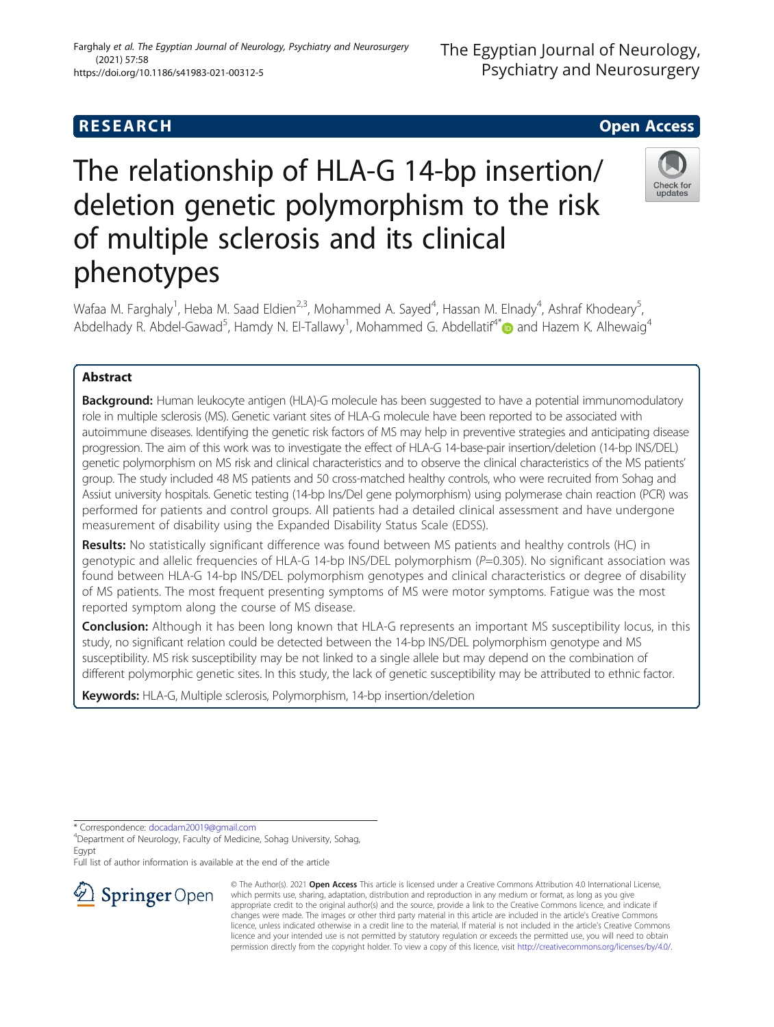**RESEARCH** **Open Access**

# The relationship of HLA-G 14-bp insertion/deletion genetic polymorphism to the risk of multiple sclerosis and its clinical phenotypes

Wafaa M. Farghaly[1], Heba M. Saad Eldien[2,3], Mohammed A. Sayed[4], Hassan M. Elnady[4], Ashraf Khodeary[5], Abdelhady R. Abdel-Gawad[5], Hamdy N. El-Tallawy[1], Mohammed G. Abdellatif[4*] and Hazem K. Alhewaig[4]

## Abstract

**Background:** Human leukocyte antigen (HLA)-G molecule has been suggested to have a potential immunomodulatory role in multiple sclerosis (MS). Genetic variant sites of HLA-G molecule have been reported to be associated with autoimmune diseases. Identifying the genetic risk factors of MS may help in preventive strategies and anticipating disease progression. The aim of this work was to investigate the effect of HLA-G 14-base-pair insertion/deletion (14-bp INS/DEL) genetic polymorphism on MS risk and clinical characteristics and to observe the clinical characteristics of the MS patients' group. The study included 48 MS patients and 50 cross-matched healthy controls, who were recruited from Sohag and Assiut university hospitals. Genetic testing (14-bp Ins/Del gene polymorphism) using polymerase chain reaction (PCR) was performed for patients and control groups. All patients had a detailed clinical assessment and have undergone measurement of disability using the Expanded Disability Status Scale (EDSS).

**Results:** No statistically significant difference was found between MS patients and healthy controls (HC) in genotypic and allelic frequencies of HLA-G 14-bp INS/DEL polymorphism ($P$=0.305). No significant association was found between HLA-G 14-bp INS/DEL polymorphism genotypes and clinical characteristics or degree of disability of MS patients. The most frequent presenting symptoms of MS were motor symptoms. Fatigue was the most reported symptom along the course of MS disease.

**Conclusion:** Although it has been long known that HLA-G represents an important MS susceptibility locus, in this study, no significant relation could be detected between the 14-bp INS/DEL polymorphism genotype and MS susceptibility. MS risk susceptibility may be not linked to a single allele but may depend on the combination of different polymorphic genetic sites. In this study, the lack of genetic susceptibility may be attributed to ethnic factor.

**Keywords:** HLA-G, Multiple sclerosis, Polymorphism, 14-bp insertion/deletion

\* Correspondence: docadam20019@gmail.com
[4]Department of Neurology, Faculty of Medicine, Sohag University, Sohag, Egypt
Full list of author information is available at the end of the article

© The Author(s). 2021 **Open Access** This article is licensed under a Creative Commons Attribution 4.0 International License, which permits use, sharing, adaptation, distribution and reproduction in any medium or format, as long as you give appropriate credit to the original author(s) and the source, provide a link to the Creative Commons licence, and indicate if changes were made. The images or other third party material in this article are included in the article's Creative Commons licence, unless indicated otherwise in a credit line to the material. If material is not included in the article's Creative Commons licence and your intended use is not permitted by statutory regulation or exceeds the permitted use, you will need to obtain permission directly from the copyright holder. To view a copy of this licence, visit http://creativecommons.org/licenses/by/4.0/.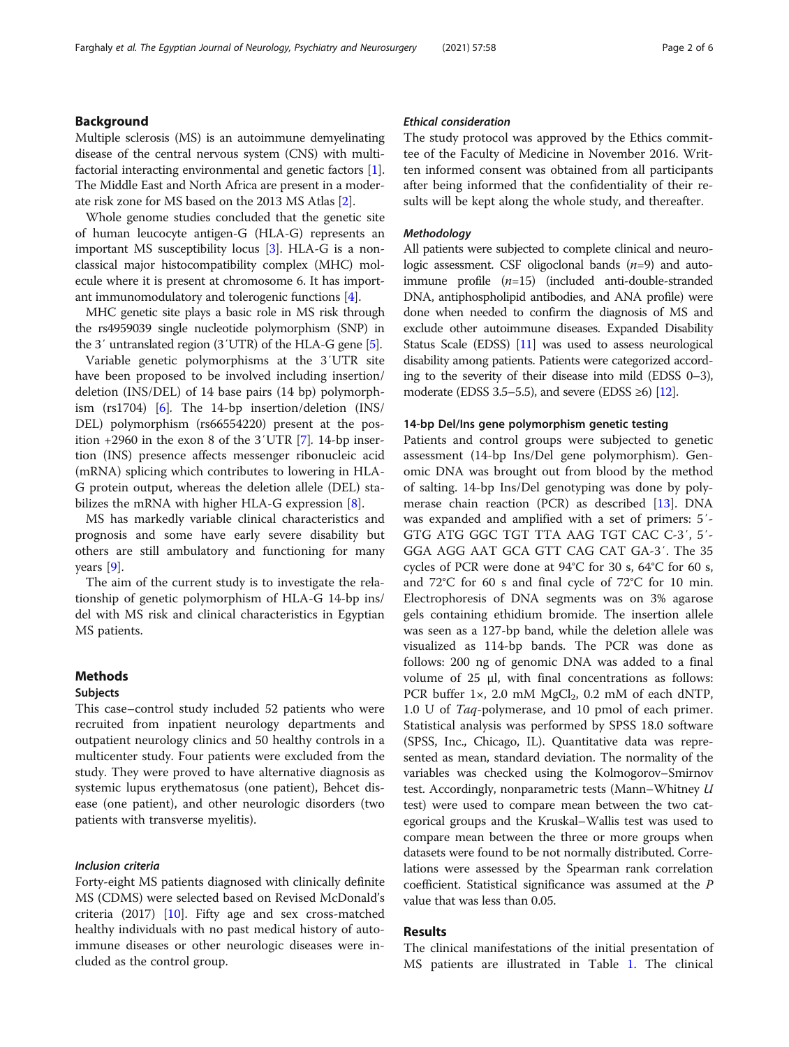## Background

Multiple sclerosis (MS) is an autoimmune demyelinating disease of the central nervous system (CNS) with multifactorial interacting environmental and genetic factors [1]. The Middle East and North Africa are present in a moderate risk zone for MS based on the 2013 MS Atlas [2].

Whole genome studies concluded that the genetic site of human leucocyte antigen-G (HLA-G) represents an important MS susceptibility locus [3]. HLA-G is a non-classical major histocompatibility complex (MHC) molecule where it is present at chromosome 6. It has important immunomodulatory and tolerogenic functions [4].

MHC genetic site plays a basic role in MS risk through the rs4959039 single nucleotide polymorphism (SNP) in the 3′ untranslated region (3′UTR) of the HLA-G gene [5].

Variable genetic polymorphisms at the 3′UTR site have been proposed to be involved including insertion/deletion (INS/DEL) of 14 base pairs (14 bp) polymorphism (rs1704) [6]. The 14-bp insertion/deletion (INS/DEL) polymorphism (rs66554220) present at the position +2960 in the exon 8 of the 3′UTR [7]. 14-bp insertion (INS) presence affects messenger ribonucleic acid (mRNA) splicing which contributes to lowering in HLA-G protein output, whereas the deletion allele (DEL) stabilizes the mRNA with higher HLA-G expression [8].

MS has markedly variable clinical characteristics and prognosis and some have early severe disability but others are still ambulatory and functioning for many years [9].

The aim of the current study is to investigate the relationship of genetic polymorphism of HLA-G 14-bp ins/del with MS risk and clinical characteristics in Egyptian MS patients.

## Methods

### Subjects

This case–control study included 52 patients who were recruited from inpatient neurology departments and outpatient neurology clinics and 50 healthy controls in a multicenter study. Four patients were excluded from the study. They were proved to have alternative diagnosis as systemic lupus erythematosus (one patient), Behcet disease (one patient), and other neurologic disorders (two patients with transverse myelitis).

#### *Inclusion criteria*

Forty-eight MS patients diagnosed with clinically definite MS (CDMS) were selected based on Revised McDonald's criteria (2017) [10]. Fifty age and sex cross-matched healthy individuals with no past medical history of autoimmune diseases or other neurologic diseases were included as the control group.

#### *Ethical consideration*

The study protocol was approved by the Ethics committee of the Faculty of Medicine in November 2016. Written informed consent was obtained from all participants after being informed that the confidentiality of their results will be kept along the whole study, and thereafter.

#### *Methodology*

All patients were subjected to complete clinical and neurologic assessment. CSF oligoclonal bands ($n$=9) and autoimmune profile ($n$=15) (included anti-double-stranded DNA, antiphospholipid antibodies, and ANA profile) were done when needed to confirm the diagnosis of MS and exclude other autoimmune diseases. Expanded Disability Status Scale (EDSS) [11] was used to assess neurological disability among patients. Patients were categorized according to the severity of their disease into mild (EDSS 0–3), moderate (EDSS 3.5–5.5), and severe (EDSS ≥6) [12].

### 14-bp Del/Ins gene polymorphism genetic testing

Patients and control groups were subjected to genetic assessment (14-bp Ins/Del gene polymorphism). Genomic DNA was brought out from blood by the method of salting. 14-bp Ins/Del genotyping was done by polymerase chain reaction (PCR) as described [13]. DNA was expanded and amplified with a set of primers: 5′-GTG ATG GGC TGT TTA AAG TGT CAC C-3′, 5′-GGA AGG AAT GCA GTT CAG CAT GA-3′. The 35 cycles of PCR were done at 94°C for 30 s, 64°C for 60 s, and 72°C for 60 s and final cycle of 72°C for 10 min. Electrophoresis of DNA segments was on 3% agarose gels containing ethidium bromide. The insertion allele was seen as a 127-bp band, while the deletion allele was visualized as 114-bp bands. The PCR was done as follows: 200 ng of genomic DNA was added to a final volume of 25 μl, with final concentrations as follows: PCR buffer 1×, 2.0 mM $MgCl_2$, 0.2 mM of each dNTP, 1.0 U of *Taq*-polymerase, and 10 pmol of each primer. Statistical analysis was performed by SPSS 18.0 software (SPSS, Inc., Chicago, IL). Quantitative data was represented as mean, standard deviation. The normality of the variables was checked using the Kolmogorov–Smirnov test. Accordingly, nonparametric tests (Mann–Whitney $U$ test) were used to compare mean between the two categorical groups and the Kruskal–Wallis test was used to compare mean between the three or more groups when datasets were found to be not normally distributed. Correlations were assessed by the Spearman rank correlation coefficient. Statistical significance was assumed at the $P$ value that was less than 0.05.

## Results

The clinical manifestations of the initial presentation of MS patients are illustrated in Table 1. The clinical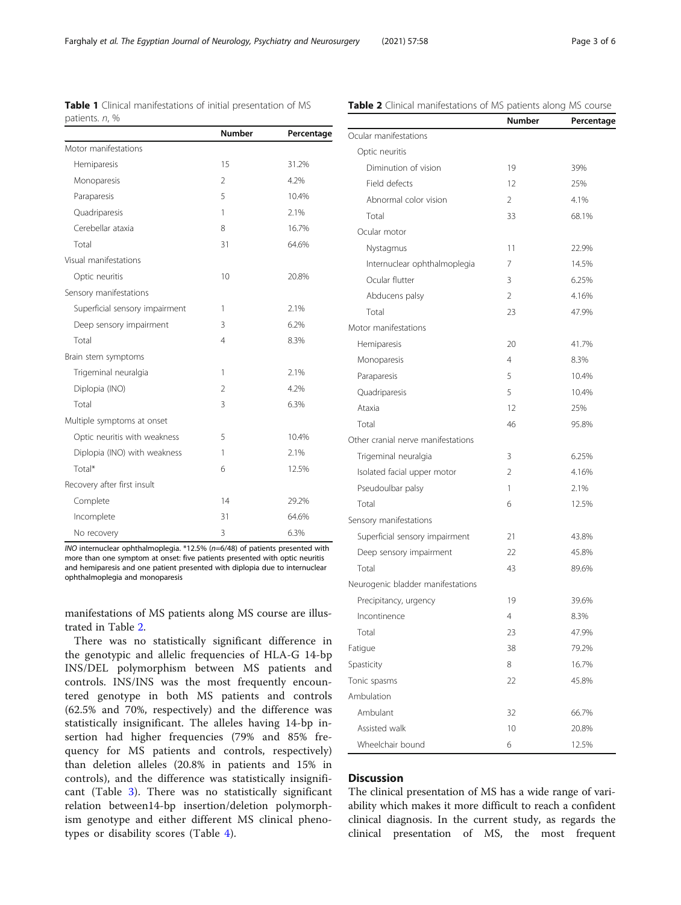**Table 1** Clinical manifestations of initial presentation of MS patients. *n*, %

| | Number | Percentage |
|---|---|---|
| Motor manifestations | | |
| Hemiparesis | 15 | 31.2% |
| Monoparesis | 2 | 4.2% |
| Paraparesis | 5 | 10.4% |
| Quadriparesis | 1 | 2.1% |
| Cerebellar ataxia | 8 | 16.7% |
| Total | 31 | 64.6% |
| Visual manifestations | | |
| Optic neuritis | 10 | 20.8% |
| Sensory manifestations | | |
| Superficial sensory impairment | 1 | 2.1% |
| Deep sensory impairment | 3 | 6.2% |
| Total | 4 | 8.3% |
| Brain stem symptoms | | |
| Trigeminal neuralgia | 1 | 2.1% |
| Diplopia (INO) | 2 | 4.2% |
| Total | 3 | 6.3% |
| Multiple symptoms at onset | | |
| Optic neuritis with weakness | 5 | 10.4% |
| Diplopia (INO) with weakness | 1 | 2.1% |
| Total* | 6 | 12.5% |
| Recovery after first insult | | |
| Complete | 14 | 29.2% |
| Incomplete | 31 | 64.6% |
| No recovery | 3 | 6.3% |

*INO* internuclear ophthalmoplegia. *12.5% (*n*=6/48) of patients presented with more than one symptom at onset: five patients presented with optic neuritis and hemiparesis and one patient presented with diplopia due to internuclear ophthalmoplegia and monoparesis

manifestations of MS patients along MS course are illustrated in Table 2.

There was no statistically significant difference in the genotypic and allelic frequencies of HLA-G 14-bp INS/DEL polymorphism between MS patients and controls. INS/INS was the most frequently encountered genotype in both MS patients and controls (62.5% and 70%, respectively) and the difference was statistically insignificant. The alleles having 14-bp insertion had higher frequencies (79% and 85% frequency for MS patients and controls, respectively) than deletion alleles (20.8% in patients and 15% in controls), and the difference was statistically insignificant (Table 3). There was no statistically significant relation between14-bp insertion/deletion polymorphism genotype and either different MS clinical phenotypes or disability scores (Table 4).

**Table 2** Clinical manifestations of MS patients along MS course

| | Number | Percentage |
|---|---|---|
| Ocular manifestations | | |
| Optic neuritis | | |
| Diminution of vision | 19 | 39% |
| Field defects | 12 | 25% |
| Abnormal color vision | 2 | 4.1% |
| Total | 33 | 68.1% |
| Ocular motor | | |
| Nystagmus | 11 | 22.9% |
| Internuclear ophthalmoplegia | 7 | 14.5% |
| Ocular flutter | 3 | 6.25% |
| Abducens palsy | 2 | 4.16% |
| Total | 23 | 47.9% |
| Motor manifestations | | |
| Hemiparesis | 20 | 41.7% |
| Monoparesis | 4 | 8.3% |
| Paraparesis | 5 | 10.4% |
| Quadriparesis | 5 | 10.4% |
| Ataxia | 12 | 25% |
| Total | 46 | 95.8% |
| Other cranial nerve manifestations | | |
| Trigeminal neuralgia | 3 | 6.25% |
| Isolated facial upper motor | 2 | 4.16% |
| Pseudoulbar palsy | 1 | 2.1% |
| Total | 6 | 12.5% |
| Sensory manifestations | | |
| Superficial sensory impairment | 21 | 43.8% |
| Deep sensory impairment | 22 | 45.8% |
| Total | 43 | 89.6% |
| Neurogenic bladder manifestations | | |
| Precipitancy, urgency | 19 | 39.6% |
| Incontinence | 4 | 8.3% |
| Total | 23 | 47.9% |
| Fatigue | 38 | 79.2% |
| Spasticity | 8 | 16.7% |
| Tonic spasms | 22 | 45.8% |
| Ambulation | | |
| Ambulant | 32 | 66.7% |
| Assisted walk | 10 | 20.8% |
| Wheelchair bound | 6 | 12.5% |

## Discussion

The clinical presentation of MS has a wide range of variability which makes it more difficult to reach a confident clinical diagnosis. In the current study, as regards the clinical presentation of MS, the most frequent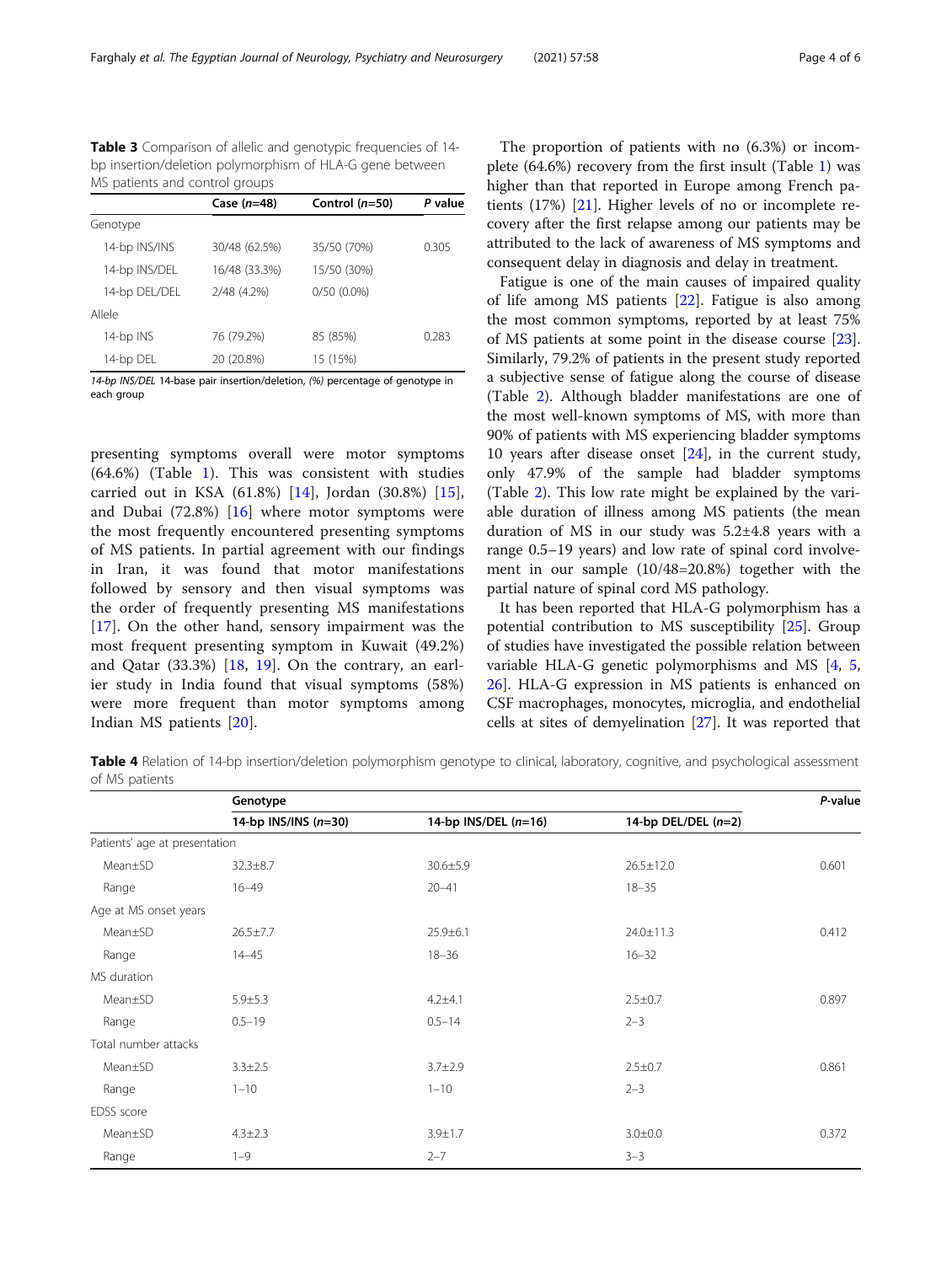**Table 3** Comparison of allelic and genotypic frequencies of 14-bp insertion/deletion polymorphism of HLA-G gene between MS patients and control groups

| | Case (*n*=48) | Control (*n*=50) | *P* value |
|---|---|---|---|
| Genotype | | | |
| 14-bp INS/INS | 30/48 (62.5%) | 35/50 (70%) | 0.305 |
| 14-bp INS/DEL | 16/48 (33.3%) | 15/50 (30%) | |
| 14-bp DEL/DEL | 2/48 (4.2%) | 0/50 (0.0%) | |
| Allele | | | |
| 14-bp INS | 76 (79.2%) | 85 (85%) | 0.283 |
| 14-bp DEL | 20 (20.8%) | 15 (15%) | |

*14-bp INS/DEL* 14-base pair insertion/deletion, *(%)* percentage of genotype in each group

presenting symptoms overall were motor symptoms (64.6%) (Table 1). This was consistent with studies carried out in KSA (61.8%) [14], Jordan (30.8%) [15], and Dubai (72.8%) [16] where motor symptoms were the most frequently encountered presenting symptoms of MS patients. In partial agreement with our findings in Iran, it was found that motor manifestations followed by sensory and then visual symptoms was the order of frequently presenting MS manifestations [17]. On the other hand, sensory impairment was the most frequent presenting symptom in Kuwait (49.2%) and Qatar (33.3%) [18, 19]. On the contrary, an earlier study in India found that visual symptoms (58%) were more frequent than motor symptoms among Indian MS patients [20].

The proportion of patients with no (6.3%) or incomplete (64.6%) recovery from the first insult (Table 1) was higher than that reported in Europe among French patients (17%) [21]. Higher levels of no or incomplete recovery after the first relapse among our patients may be attributed to the lack of awareness of MS symptoms and consequent delay in diagnosis and delay in treatment.

Fatigue is one of the main causes of impaired quality of life among MS patients [22]. Fatigue is also among the most common symptoms, reported by at least 75% of MS patients at some point in the disease course [23]. Similarly, 79.2% of patients in the present study reported a subjective sense of fatigue along the course of disease (Table 2). Although bladder manifestations are one of the most well-known symptoms of MS, with more than 90% of patients with MS experiencing bladder symptoms 10 years after disease onset [24], in the current study, only 47.9% of the sample had bladder symptoms (Table 2). This low rate might be explained by the variable duration of illness among MS patients (the mean duration of MS in our study was 5.2±4.8 years with a range 0.5–19 years) and low rate of spinal cord involvement in our sample (10/48=20.8%) together with the partial nature of spinal cord MS pathology.

It has been reported that HLA-G polymorphism has a potential contribution to MS susceptibility [25]. Group of studies have investigated the possible relation between variable HLA-G genetic polymorphisms and MS [4, 5, 26]. HLA-G expression in MS patients is enhanced on CSF macrophages, monocytes, microglia, and endothelial cells at sites of demyelination [27]. It was reported that

**Table 4** Relation of 14-bp insertion/deletion polymorphism genotype to clinical, laboratory, cognitive, and psychological assessment of MS patients

| | Genotype | | | *P*-value |
|---|---|---|---|---|
| | 14-bp INS/INS (*n*=30) | 14-bp INS/DEL (*n*=16) | 14-bp DEL/DEL (*n*=2) | |
| Patients' age at presentation | | | | |
| Mean±SD | 32.3±8.7 | 30.6±5.9 | 26.5±12.0 | 0.601 |
| Range | 16–49 | 20–41 | 18–35 | |
| Age at MS onset years | | | | |
| Mean±SD | 26.5±7.7 | 25.9±6.1 | 24.0±11.3 | 0.412 |
| Range | 14–45 | 18–36 | 16–32 | |
| MS duration | | | | |
| Mean±SD | 5.9±5.3 | 4.2±4.1 | 2.5±0.7 | 0.897 |
| Range | 0.5–19 | 0.5–14 | 2–3 | |
| Total number attacks | | | | |
| Mean±SD | 3.3±2.5 | 3.7±2.9 | 2.5±0.7 | 0.861 |
| Range | 1–10 | 1–10 | 2–3 | |
| EDSS score | | | | |
| Mean±SD | 4.3±2.3 | 3.9±1.7 | 3.0±0.0 | 0.372 |
| Range | 1–9 | 2–7 | 3–3 | |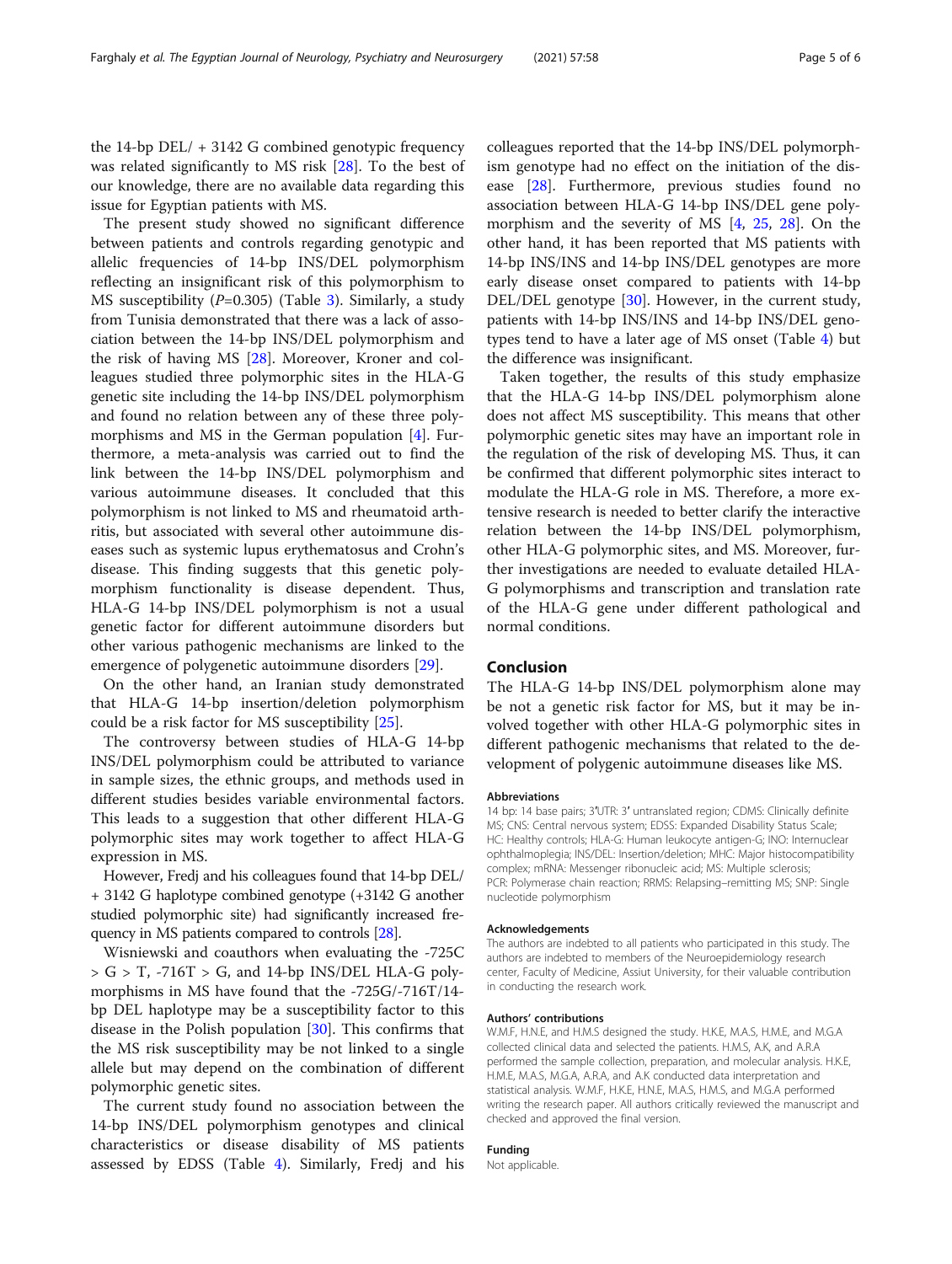the 14-bp DEL/ + 3142 G combined genotypic frequency was related significantly to MS risk [28]. To the best of our knowledge, there are no available data regarding this issue for Egyptian patients with MS.

The present study showed no significant difference between patients and controls regarding genotypic and allelic frequencies of 14-bp INS/DEL polymorphism reflecting an insignificant risk of this polymorphism to MS susceptibility ($P$=0.305) (Table 3). Similarly, a study from Tunisia demonstrated that there was a lack of association between the 14-bp INS/DEL polymorphism and the risk of having MS [28]. Moreover, Kroner and colleagues studied three polymorphic sites in the HLA-G genetic site including the 14-bp INS/DEL polymorphism and found no relation between any of these three polymorphisms and MS in the German population [4]. Furthermore, a meta-analysis was carried out to find the link between the 14-bp INS/DEL polymorphism and various autoimmune diseases. It concluded that this polymorphism is not linked to MS and rheumatoid arthritis, but associated with several other autoimmune diseases such as systemic lupus erythematosus and Crohn's disease. This finding suggests that this genetic polymorphism functionality is disease dependent. Thus, HLA-G 14-bp INS/DEL polymorphism is not a usual genetic factor for different autoimmune disorders but other various pathogenic mechanisms are linked to the emergence of polygenic autoimmune disorders [29].

On the other hand, an Iranian study demonstrated that HLA-G 14-bp insertion/deletion polymorphism could be a risk factor for MS susceptibility [25].

The controversy between studies of HLA-G 14-bp INS/DEL polymorphism could be attributed to variance in sample sizes, the ethnic groups, and methods used in different studies besides variable environmental factors. This leads to a suggestion that other different HLA-G polymorphic sites may work together to affect HLA-G expression in MS.

However, Fredj and his colleagues found that 14-bp DEL/ + 3142 G haplotype combined genotype (+3142 G another studied polymorphic site) had significantly increased frequency in MS patients compared to controls [28].

Wisniewski and coauthors when evaluating the -725C > G > T, -716T > G, and 14-bp INS/DEL HLA-G polymorphisms in MS have found that the -725G/-716T/14-bp DEL haplotype may be a susceptibility factor to this disease in the Polish population [30]. This confirms that the MS risk susceptibility may be not linked to a single allele but may depend on the combination of different polymorphic genetic sites.

The current study found no association between the 14-bp INS/DEL polymorphism genotypes and clinical characteristics or disease disability of MS patients assessed by EDSS (Table 4). Similarly, Fredj and his colleagues reported that the 14-bp INS/DEL polymorphism genotype had no effect on the initiation of the disease [28]. Furthermore, previous studies found no association between HLA-G 14-bp INS/DEL gene polymorphism and the severity of MS [4, 25, 28]. On the other hand, it has been reported that MS patients with 14-bp INS/INS and 14-bp INS/DEL genotypes are more early disease onset compared to patients with 14-bp DEL/DEL genotype [30]. However, in the current study, patients with 14-bp INS/INS and 14-bp INS/DEL genotypes tend to have a later age of MS onset (Table 4) but the difference was insignificant.

Taken together, the results of this study emphasize that the HLA-G 14-bp INS/DEL polymorphism alone does not affect MS susceptibility. This means that other polymorphic genetic sites may have an important role in the regulation of the risk of developing MS. Thus, it can be confirmed that different polymorphic sites interact to modulate the HLA-G role in MS. Therefore, a more extensive research is needed to better clarify the interactive relation between the 14-bp INS/DEL polymorphism, other HLA-G polymorphic sites, and MS. Moreover, further investigations are needed to evaluate detailed HLA-G polymorphisms and transcription and translation rate of the HLA-G gene under different pathological and normal conditions.

## Conclusion

The HLA-G 14-bp INS/DEL polymorphism alone may be not a genetic risk factor for MS, but it may be involved together with other HLA-G polymorphic sites in different pathogenic mechanisms that related to the development of polygenic autoimmune diseases like MS.

#### Abbreviations

14 bp: 14 base pairs; 3′UTR: 3′ untranslated region; CDMS: Clinically definite MS; CNS: Central nervous system; EDSS: Expanded Disability Status Scale; HC: Healthy controls; HLA-G: Human leukocyte antigen-G; INO: Internuclear ophthalmoplegia; INS/DEL: Insertion/deletion; MHC: Major histocompatibility complex; mRNA: Messenger ribonucleic acid; MS: Multiple sclerosis; PCR: Polymerase chain reaction; RRMS: Relapsing–remitting MS; SNP: Single nucleotide polymorphism

#### Acknowledgements

The authors are indebted to all patients who participated in this study. The authors are indebted to members of the Neuroepidemiology research center, Faculty of Medicine, Assiut University, for their valuable contribution in conducting the research work.

#### Authors' contributions

W.M.F, H.N.E, and H.M.S designed the study. H.K.E, M.A.S, H.M.E, and M.G.A collected clinical data and selected the patients. H.M.S, A.K, and A.R.A performed the sample collection, preparation, and molecular analysis. H.K.E, H.M.E, M.A.S, M.G.A, A.R.A, and A.K conducted data interpretation and statistical analysis. W.M.F, H.K.E, H.N.E, M.A.S, H.M.S, and M.G.A performed writing the research paper. All authors critically reviewed the manuscript and checked and approved the final version.

#### Funding

Not applicable.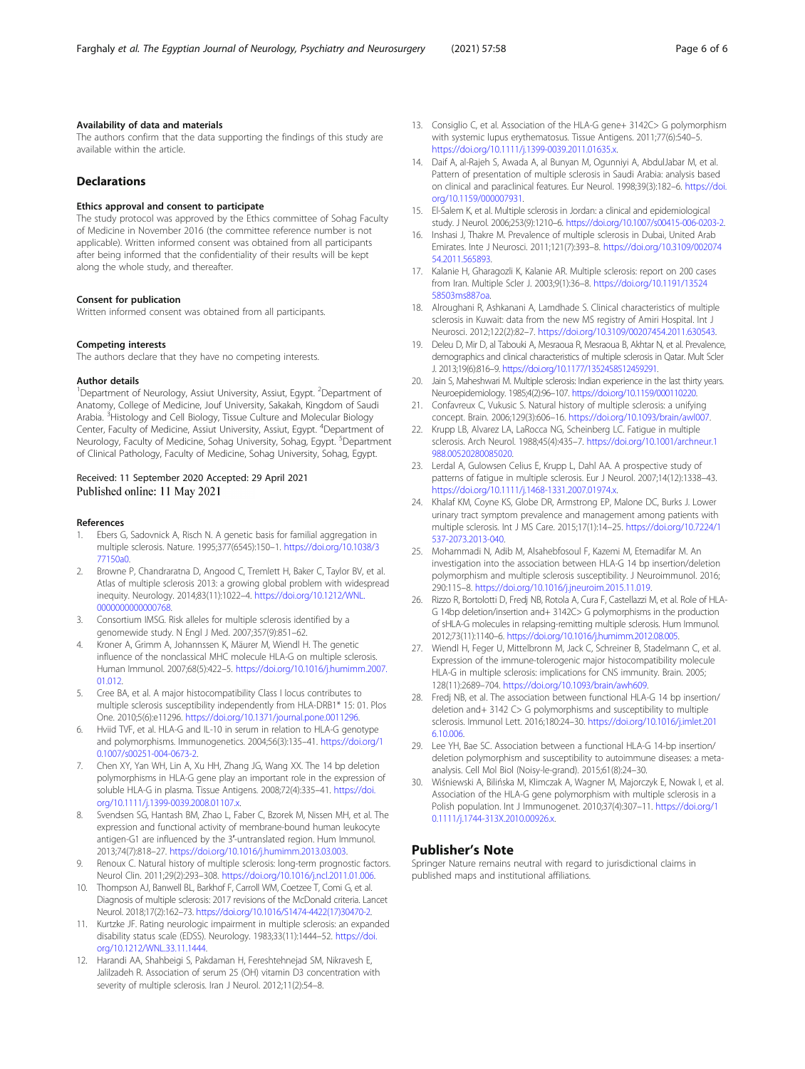#### Availability of data and materials

The authors confirm that the data supporting the findings of this study are available within the article.

## Declarations

#### Ethics approval and consent to participate

The study protocol was approved by the Ethics committee of Sohag Faculty of Medicine in November 2016 (the committee reference number is not applicable). Written informed consent was obtained from all participants after being informed that the confidentiality of their results will be kept along the whole study, and thereafter.

#### Consent for publication

Written informed consent was obtained from all participants.

#### Competing interests

The authors declare that they have no competing interests.

#### Author details

[1]Department of Neurology, Assiut University, Assiut, Egypt. [2]Department of Anatomy, College of Medicine, Jouf University, Sakakah, Kingdom of Saudi Arabia. [3]Histology and Cell Biology, Tissue Culture and Molecular Biology Center, Faculty of Medicine, Assiut University, Assiut, Egypt. [4]Department of Neurology, Faculty of Medicine, Sohag University, Sohag, Egypt. [5]Department of Clinical Pathology, Faculty of Medicine, Sohag University, Sohag, Egypt.

Received: 11 September 2020 Accepted: 29 April 2021
Published online: 11 May 2021

#### References

1. Ebers G, Sadovnick A, Risch N. A genetic basis for familial aggregation in multiple sclerosis. Nature. 1995;377(6545):150–1. https://doi.org/10.1038/377150a0.
2. Browne P, Chandraratna D, Angood C, Tremlett H, Baker C, Taylor BV, et al. Atlas of multiple sclerosis 2013: a growing global problem with widespread inequity. Neurology. 2014;83(11):1022–4. https://doi.org/10.1212/WNL.0000000000000768.
3. Consortium IMSG. Risk alleles for multiple sclerosis identified by a genomewide study. N Engl J Med. 2007;357(9):851–62.
4. Kroner A, Grimm A, Johannssen K, Mäurer M, Wiendl H. The genetic influence of the nonclassical MHC molecule HLA-G on multiple sclerosis. Human Immunol. 2007;68(5):422–5. https://doi.org/10.1016/j.humimm.2007.01.012.
5. Cree BA, et al. A major histocompatibility Class I locus contributes to multiple sclerosis susceptibility independently from HLA-DRB1* 15: 01. Plos One. 2010;5(6):e11296. https://doi.org/10.1371/journal.pone.0011296.
6. Hviid TVF, et al. HLA-G and IL-10 in serum in relation to HLA-G genotype and polymorphisms. Immunogenetics. 2004;56(3):135–41. https://doi.org/10.1007/s00251-004-0673-2.
7. Chen XY, Yan WH, Lin A, Xu HH, Zhang JG, Wang XX. The 14 bp deletion polymorphisms in HLA-G gene play an important role in the expression of soluble HLA-G in plasma. Tissue Antigens. 2008;72(4):335–41. https://doi.org/10.1111/j.1399-0039.2008.01107.x.
8. Svendsen SG, Hantash BM, Zhao L, Faber C, Bzorek M, Nissen MH, et al. The expression and functional activity of membrane-bound human leukocyte antigen-G1 are influenced by the 3′-untranslated region. Hum Immunol. 2013;74(7):818–27. https://doi.org/10.1016/j.humimm.2013.03.003.
9. Renoux C. Natural history of multiple sclerosis: long-term prognostic factors. Neurol Clin. 2011;29(2):293–308. https://doi.org/10.1016/j.ncl.2011.01.006.
10. Thompson AJ, Banwell BL, Barkhof F, Carroll WM, Coetzee T, Comi G, et al. Diagnosis of multiple sclerosis: 2017 revisions of the McDonald criteria. Lancet Neurol. 2018;17(2):162–73. https://doi.org/10.1016/S1474-4422(17)30470-2.
11. Kurtzke JF. Rating neurologic impairment in multiple sclerosis: an expanded disability status scale (EDSS). Neurology. 1983;33(11):1444–52. https://doi.org/10.1212/WNL.33.11.1444.
12. Harandi AA, Shahbeigi S, Pakdaman H, Fereshtehnejad SM, Nikravesh E, Jalilzadeh R. Association of serum 25 (OH) vitamin D3 concentration with severity of multiple sclerosis. Iran J Neurol. 2012;11(2):54–8.
13. Consiglio C, et al. Association of the HLA-G gene+ 3142C> G polymorphism with systemic lupus erythematosus. Tissue Antigens. 2011;77(6):540–5. https://doi.org/10.1111/j.1399-0039.2011.01635.x.
14. Daif A, al-Rajeh S, Awada A, al Bunyan M, Ogunniyi A, AbdulJabar M, et al. Pattern of presentation of multiple sclerosis in Saudi Arabia: analysis based on clinical and paraclinical features. Eur Neurol. 1998;39(3):182–6. https://doi.org/10.1159/000007931.
15. El-Salem K, et al. Multiple sclerosis in Jordan: a clinical and epidemiological study. J Neurol. 2006;253(9):1210–6. https://doi.org/10.1007/s00415-006-0203-2.
16. Inshasi J, Thakre M. Prevalence of multiple sclerosis in Dubai, United Arab Emirates. Inte J Neurosci. 2011;121(7):393–8. https://doi.org/10.3109/00207454.2011.565893.
17. Kalanie H, Gharagozli K, Kalanie AR. Multiple sclerosis: report on 200 cases from Iran. Multiple Scler J. 2003;9(1):36–8. https://doi.org/10.1191/1352458503ms887oa.
18. Alroughani R, Ashkanani A, Lamdhade S. Clinical characteristics of multiple sclerosis in Kuwait: data from the new MS registry of Amiri Hospital. Int J Neurosci. 2012;122(2):82–7. https://doi.org/10.3109/00207454.2011.630543.
19. Deleu D, Mir D, al Tabouki A, Mesraoua R, Mesraoua B, Akhtar N, et al. Prevalence, demographics and clinical characteristics of multiple sclerosis in Qatar. Mult Scler J. 2013;19(6):816–9. https://doi.org/10.1177/1352458512459291.
20. Jain S, Maheshwari M. Multiple sclerosis: Indian experience in the last thirty years. Neuroepidemiology. 1985;4(2):96–107. https://doi.org/10.1159/000110220.
21. Confavreux C, Vukusic S. Natural history of multiple sclerosis: a unifying concept. Brain. 2006;129(3):606–16. https://doi.org/10.1093/brain/awl007.
22. Krupp LB, Alvarez LA, LaRocca NG, Scheinberg LC. Fatigue in multiple sclerosis. Arch Neurol. 1988;45(4):435–7. https://doi.org/10.1001/archneur.1988.00520280085020.
23. Lerdal A, Gulowsen Celius E, Krupp L, Dahl AA. A prospective study of patterns of fatigue in multiple sclerosis. Eur J Neurol. 2007;14(12):1338–43. https://doi.org/10.1111/j.1468-1331.2007.01974.x.
24. Khalaf KM, Coyne KS, Globe DR, Armstrong EP, Malone DC, Burks J. Lower urinary tract symptom prevalence and management among patients with multiple sclerosis. Int J MS Care. 2015;17(1):14–25. https://doi.org/10.7224/1537-2073.2013-040.
25. Mohammadi N, Adib M, Alsahebfosoul F, Kazemi M, Etemadifar M. An investigation into the association between HLA-G 14 bp insertion/deletion polymorphism and multiple sclerosis susceptibility. J Neuroimmunol. 2016;290:115–8. https://doi.org/10.1016/j.jneuroim.2015.11.019.
26. Rizzo R, Bortolotti D, Fredj NB, Rotola A, Cura F, Castellazzi M, et al. Role of HLA-G 14bp deletion/insertion and+ 3142C> G polymorphisms in the production of sHLA-G molecules in relapsing-remitting multiple sclerosis. Hum Immunol. 2012;73(11):1140–6. https://doi.org/10.1016/j.humimm.2012.08.005.
27. Wiendl H, Feger U, Mittelbronn M, Jack C, Schreiner B, Stadelmann C, et al. Expression of the immune-tolerogenic major histocompatibility molecule HLA-G in multiple sclerosis: implications for CNS immunity. Brain. 2005;128(11):2689–704. https://doi.org/10.1093/brain/awh609.
28. Fredj NB, et al. The association between functional HLA-G 14 bp insertion/deletion and+ 3142 C> G polymorphisms and susceptibility to multiple sclerosis. Immunol Lett. 2016;180:24–30. https://doi.org/10.1016/j.imlet.2016.10.006.
29. Lee YH, Bae SC. Association between a functional HLA-G 14-bp insertion/deletion polymorphism and susceptibility to autoimmune diseases: a meta-analysis. Cell Mol Biol (Noisy-le-grand). 2015;61(8):24–30.
30. Wiśniewski A, Bilińska M, Klimczak A, Wagner M, Majorczyk E, Nowak I, et al. Association of the HLA-G gene polymorphism with multiple sclerosis in a Polish population. Int J Immunogenet. 2010;37(4):307–11. https://doi.org/10.1111/j.1744-313X.2010.00926.x.

## Publisher's Note

Springer Nature remains neutral with regard to jurisdictional claims in published maps and institutional affiliations.